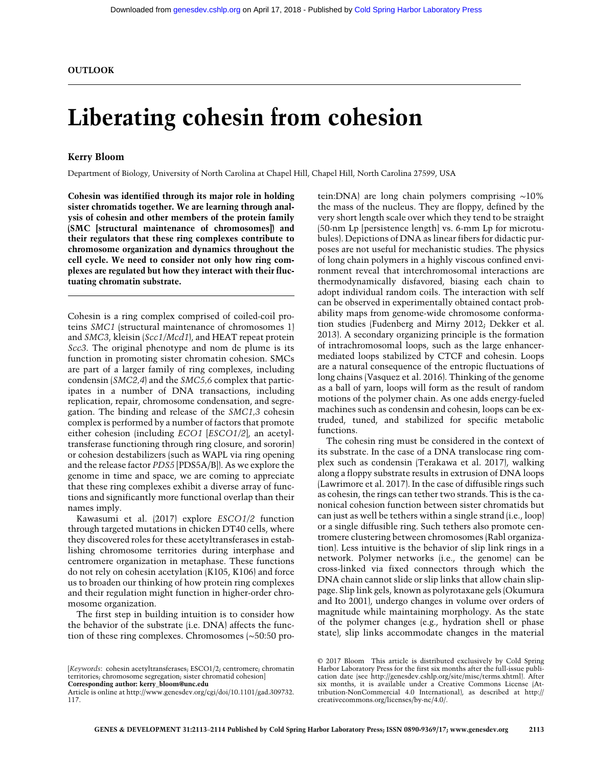OUTLOOK

# Liberating cohesin from cohesion

**Kerry Bloom**

Department of Biology, University of North Carolina at Chapel Hill, Chapel Hill, North Carolina 27599, USA

**Cohesin was identified through its major role in holding sister chromatids together. We are learning through analysis of cohesin and other members of the protein family (SMC [structural maintenance of chromosomes]) and their regulators that these ring complexes contribute to chromosome organization and dynamics throughout the cell cycle. We need to consider not only how ring complexes are regulated but how they interact with their fluctuating chromatin substrate.**

Cohesin is a ring complex comprised of coiled-coil proteins *SMC1* (structural maintenance of chromosomes 1) and *SMC3*, kleisin (*Scc1/Mcd1*), and HEAT repeat protein *Scc3*. The original phenotype and nom de plume is its function in promoting sister chromatin cohesion. SMCs are part of a larger family of ring complexes, including condensin (*SMC2,4*) and the *SMC5,6* complex that participates in a number of DNA transactions, including replication, repair, chromosome condensation, and segregation. The binding and release of the *SMC1,3* cohesin complex is performed by a number of factors that promote either cohesion (including *ECO1* [*ESCO1/2*], an acetyltransferase functioning through ring closure, and sororin) or cohesion destabilizers (such as WAPL via ring opening and the release factor *PDS5* [PDS5A/B]). As we explore the genome in time and space, we are coming to appreciate that these ring complexes exhibit a diverse array of functions and significantly more functional overlap than their names imply.

Kawasumi et al. (2017) explore *ESCO1/2* function through targeted mutations in chicken DT40 cells, where they discovered roles for these acetyltransferases in establishing chromosome territories during interphase and centromere organization in metaphase. These functions do not rely on cohesin acetylation (K105, K106) and force us to broaden our thinking of how protein ring complexes and their regulation might function in higher-order chromosome organization.

The first step in building intuition is to consider how the behavior of the substrate (i.e. DNA) affects the function of these ring complexes. Chromosomes (~50:50 protein:DNA) are long chain polymers comprising ~10% the mass of the nucleus. They are floppy, defined by the very short length scale over which they tend to be straight (50-nm Lp [persistence length] vs. 6-mm Lp for microtubules). Depictions of DNA as linear fibers for didactic purposes are not useful for mechanistic studies. The physics of long chain polymers in a highly viscous confined environment reveal that interchromosomal interactions are thermodynamically disfavored, biasing each chain to adopt individual random coils. The interaction with self can be observed in experimentally obtained contact probability maps from genome-wide chromosome conformation studies (Fudenberg and Mirny 2012; Dekker et al. 2013). A secondary organizing principle is the formation of intrachromosomal loops, such as the large enhancer-mediated loops stabilized by CTCF and cohesin. Loops are a natural consequence of the entropic fluctuations of long chains (Vasquez et al. 2016). Thinking of the genome as a ball of yarn, loops will form as the result of random motions of the polymer chain. As one adds energy-fueled machines such as condensin and cohesin, loops can be extruded, tuned, and stabilized for specific metabolic functions.

The cohesin ring must be considered in the context of its substrate. In the case of a DNA translocase ring complex such as condensin (Terakawa et al. 2017), walking along a floppy substrate results in extrusion of DNA loops (Lawrimore et al. 2017). In the case of diffusible rings such as cohesin, the rings can tether two strands. This is the canonical cohesion function between sister chromatids but can just as well be tethers within a single strand (i.e., loop) or a single diffusible ring. Such tethers also promote centromere clustering between chromosomes (Rabl organization). Less intuitive is the behavior of slip link rings in a network. Polymer networks (i.e., the genome) can be cross-linked via fixed connectors through which the DNA chain cannot slide or slip links that allow chain slippage. Slip link gels, known as polyrotaxane gels (Okumura and Ito 2001), undergo changes in volume over orders of magnitude while maintaining morphology. As the state of the polymer changes (e.g., hydration shell or phase state), slip links accommodate changes in the material

[*Keywords*: cohesin acetyltransferases; ESCO1/2; centromere; chromatin territories; chromosome segregation; sister chromatid cohesion]
**Corresponding author: kerry_bloom@unc.edu**
Article is online at http://www.genesdev.org/cgi/doi/10.1101/gad.309732.117.

© 2017 Bloom This article is distributed exclusively by Cold Spring Harbor Laboratory Press for the first six months after the full-issue publication date (see http://genesdev.cshlp.org/site/misc/terms.xhtml). After six months, it is available under a Creative Commons License (Attribution-NonCommercial 4.0 International), as described at http://creativecommons.org/licenses/by-nc/4.0/.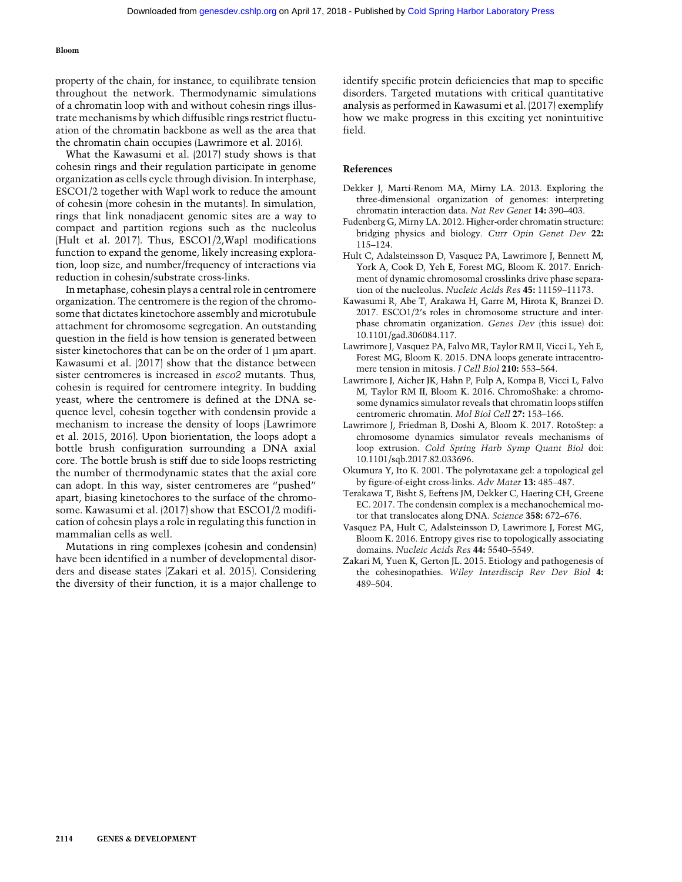property of the chain, for instance, to equilibrate tension throughout the network. Thermodynamic simulations of a chromatin loop with and without cohesin rings illustrate mechanisms by which diffusible rings restrict fluctuation of the chromatin backbone as well as the area that the chromatin chain occupies (Lawrimore et al. 2016).

What the Kawasumi et al. (2017) study shows is that cohesin rings and their regulation participate in genome organization as cells cycle through division. In interphase, ESCO1/2 together with Wapl work to reduce the amount of cohesin (more cohesin in the mutants). In simulation, rings that link nonadjacent genomic sites are a way to compact and partition regions such as the nucleolus (Hult et al. 2017). Thus, ESCO1/2,Wapl modifications function to expand the genome, likely increasing exploration, loop size, and number/frequency of interactions via reduction in cohesin/substrate cross-links.

In metaphase, cohesin plays a central role in centromere organization. The centromere is the region of the chromosome that dictates kinetochore assembly and microtubule attachment for chromosome segregation. An outstanding question in the field is how tension is generated between sister kinetochores that can be on the order of 1 µm apart. Kawasumi et al. (2017) show that the distance between sister centromeres is increased in *esco2* mutants. Thus, cohesin is required for centromere integrity. In budding yeast, where the centromere is defined at the DNA sequence level, cohesin together with condensin provide a mechanism to increase the density of loops (Lawrimore et al. 2015, 2016). Upon biorientation, the loops adopt a bottle brush configuration surrounding a DNA axial core. The bottle brush is stiff due to side loops restricting the number of thermodynamic states that the axial core can adopt. In this way, sister centromeres are "pushed" apart, biasing kinetochores to the surface of the chromosome. Kawasumi et al. (2017) show that ESCO1/2 modification of cohesin plays a role in regulating this function in mammalian cells as well.

Mutations in ring complexes (cohesin and condensin) have been identified in a number of developmental disorders and disease states (Zakari et al. 2015). Considering the diversity of their function, it is a major challenge to identify specific protein deficiencies that map to specific disorders. Targeted mutations with critical quantitative analysis as performed in Kawasumi et al. (2017) exemplify how we make progress in this exciting yet nonintuitive field.

## References

Dekker J, Marti-Renom MA, Mirny LA. 2013. Exploring the three-dimensional organization of genomes: interpreting chromatin interaction data. *Nat Rev Genet* **14:** 390–403.

Fudenberg G, Mirny LA. 2012. Higher-order chromatin structure: bridging physics and biology. *Curr Opin Genet Dev* **22:** 115–124.

Hult C, Adalsteinsson D, Vasquez PA, Lawrimore J, Bennett M, York A, Cook D, Yeh E, Forest MG, Bloom K. 2017. Enrichment of dynamic chromosomal crosslinks drive phase separation of the nucleolus. *Nucleic Acids Res* **45:** 11159–11173.

Kawasumi R, Abe T, Arakawa H, Garre M, Hirota K, Branzei D. 2017. ESCO1/2's roles in chromosome structure and interphase chromatin organization. *Genes Dev* (this issue) doi: 10.1101/gad.306084.117.

Lawrimore J, Vasquez PA, Falvo MR, Taylor RM II, Vicci L, Yeh E, Forest MG, Bloom K. 2015. DNA loops generate intracentromere tension in mitosis. *J Cell Biol* **210:** 553–564.

Lawrimore J, Aicher JK, Hahn P, Fulp A, Kompa B, Vicci L, Falvo M, Taylor RM II, Bloom K. 2016. ChromoShake: a chromosome dynamics simulator reveals that chromatin loops stiffen centromeric chromatin. *Mol Biol Cell* **27:** 153–166.

Lawrimore J, Friedman B, Doshi A, Bloom K. 2017. RotoStep: a chromosome dynamics simulator reveals mechanisms of loop extrusion. *Cold Spring Harb Symp Quant Biol* doi: 10.1101/sqb.2017.82.033696.

Okumura Y, Ito K. 2001. The polyrotaxane gel: a topological gel by figure-of-eight cross-links. *Adv Mater* **13:** 485–487.

Terakawa T, Bisht S, Eeftens JM, Dekker C, Haering CH, Greene EC. 2017. The condensin complex is a mechanochemical motor that translocates along DNA. *Science* **358:** 672–676.

Vasquez PA, Hult C, Adalsteinsson D, Lawrimore J, Forest MG, Bloom K. 2016. Entropy gives rise to topologically associating domains. *Nucleic Acids Res* **44:** 5540–5549.

Zakari M, Yuen K, Gerton JL. 2015. Etiology and pathogenesis of the cohesinopathies. *Wiley Interdiscip Rev Dev Biol* **4:** 489–504.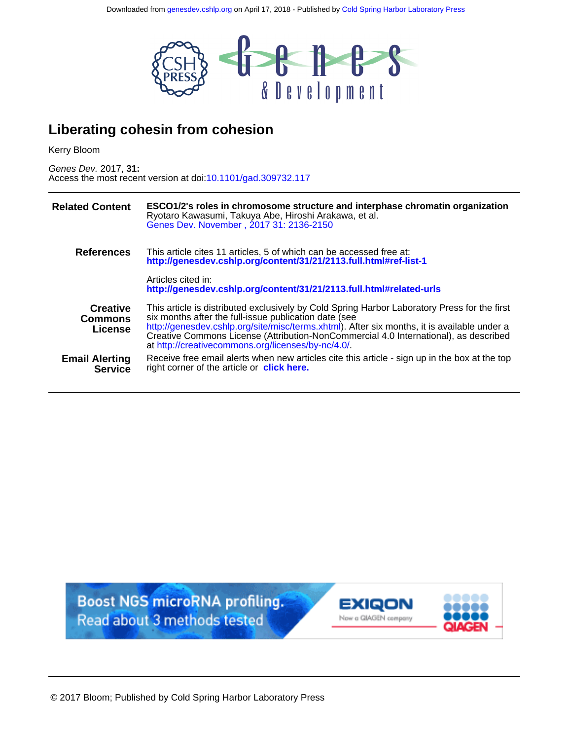# Liberating cohesin from cohesion

Kerry Bloom

*Genes Dev.* 2017, **31:**
Access the most recent version at doi:10.1101/gad.309732.117

---

**Related Content**

**ESCO1/2's roles in chromosome structure and interphase chromatin organization**
Ryotaro Kawasumi, Takuya Abe, Hiroshi Arakawa, et al.
Genes Dev. November , 2017 31: 2136-2150

**References**

This article cites 11 articles, 5 of which can be accessed free at:
**http://genesdev.cshlp.org/content/31/21/2113.full.html#ref-list-1**

Articles cited in:
**http://genesdev.cshlp.org/content/31/21/2113.full.html#related-urls**

**Creative Commons License**

This article is distributed exclusively by Cold Spring Harbor Laboratory Press for the first six months after the full-issue publication date (see http://genesdev.cshlp.org/site/misc/terms.xhtml). After six months, it is available under a Creative Commons License (Attribution-NonCommercial 4.0 International), as described at http://creativecommons.org/licenses/by-nc/4.0/.

**Email Alerting Service**

Receive free email alerts when new articles cite this article - sign up in the box at the top right corner of the article or **click here.**

---

© 2017 Bloom; Published by Cold Spring Harbor Laboratory Press